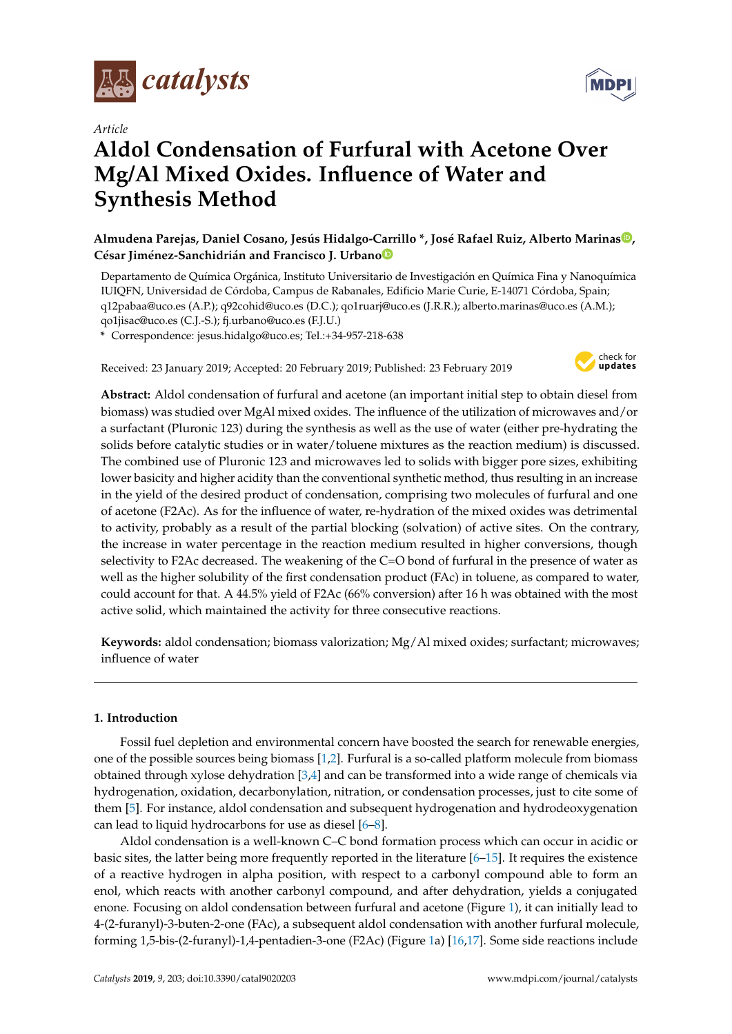*Article*

# Aldol Condensation of Furfural with Acetone Over Mg/Al Mixed Oxides. Influence of Water and Synthesis Method

**Almudena Parejas, Daniel Cosano, Jesús Hidalgo-Carrillo \*, José Rafael Ruiz, Alberto Marinas, César Jiménez-Sanchidrián and Francisco J. Urbano**

Departamento de Química Orgánica, Instituto Universitario de Investigación en Química Fina y Nanoquímica IUIQFN, Universidad de Córdoba, Campus de Rabanales, Edificio Marie Curie, E-14071 Córdoba, Spain; q12pabaa@uco.es (A.P.); q92cohid@uco.es (D.C.); qo1ruarj@uco.es (J.R.R.); alberto.marinas@uco.es (A.M.); qo1jisac@uco.es (C.J.-S.); fj.urbano@uco.es (F.J.U.)

\* Correspondence: jesus.hidalgo@uco.es; Tel.:+34-957-218-638

Received: 23 January 2019; Accepted: 20 February 2019; Published: 23 February 2019

**Abstract:** Aldol condensation of furfural and acetone (an important initial step to obtain diesel from biomass) was studied over MgAl mixed oxides. The influence of the utilization of microwaves and/or a surfactant (Pluronic 123) during the synthesis as well as the use of water (either pre-hydrating the solids before catalytic studies or in water/toluene mixtures as the reaction medium) is discussed. The combined use of Pluronic 123 and microwaves led to solids with bigger pore sizes, exhibiting lower basicity and higher acidity than the conventional synthetic method, thus resulting in an increase in the yield of the desired product of condensation, comprising two molecules of furfural and one of acetone (F2Ac). As for the influence of water, re-hydration of the mixed oxides was detrimental to activity, probably as a result of the partial blocking (solvation) of active sites. On the contrary, the increase in water percentage in the reaction medium resulted in higher conversions, though selectivity to F2Ac decreased. The weakening of the C=O bond of furfural in the presence of water as well as the higher solubility of the first condensation product (FAc) in toluene, as compared to water, could account for that. A 44.5% yield of F2Ac (66% conversion) after 16 h was obtained with the most active solid, which maintained the activity for three consecutive reactions.

**Keywords:** aldol condensation; biomass valorization; Mg/Al mixed oxides; surfactant; microwaves; influence of water

## 1. Introduction

Fossil fuel depletion and environmental concern have boosted the search for renewable energies, one of the possible sources being biomass [1,2]. Furfural is a so-called platform molecule from biomass obtained through xylose dehydration [3,4] and can be transformed into a wide range of chemicals via hydrogenation, oxidation, decarbonylation, nitration, or condensation processes, just to cite some of them [5]. For instance, aldol condensation and subsequent hydrogenation and hydrodeoxygenation can lead to liquid hydrocarbons for use as diesel [6–8].

Aldol condensation is a well-known C–C bond formation process which can occur in acidic or basic sites, the latter being more frequently reported in the literature [6–15]. It requires the existence of a reactive hydrogen in alpha position, with respect to a carbonyl compound able to form an enol, which reacts with another carbonyl compound, and after dehydration, yields a conjugated enone. Focusing on aldol condensation between furfural and acetone (Figure 1), it can initially lead to 4-(2-furanyl)-3-buten-2-one (FAc), a subsequent aldol condensation with another furfural molecule, forming 1,5-bis-(2-furanyl)-1,4-pentadien-3-one (F2Ac) (Figure 1a) [16,17]. Some side reactions include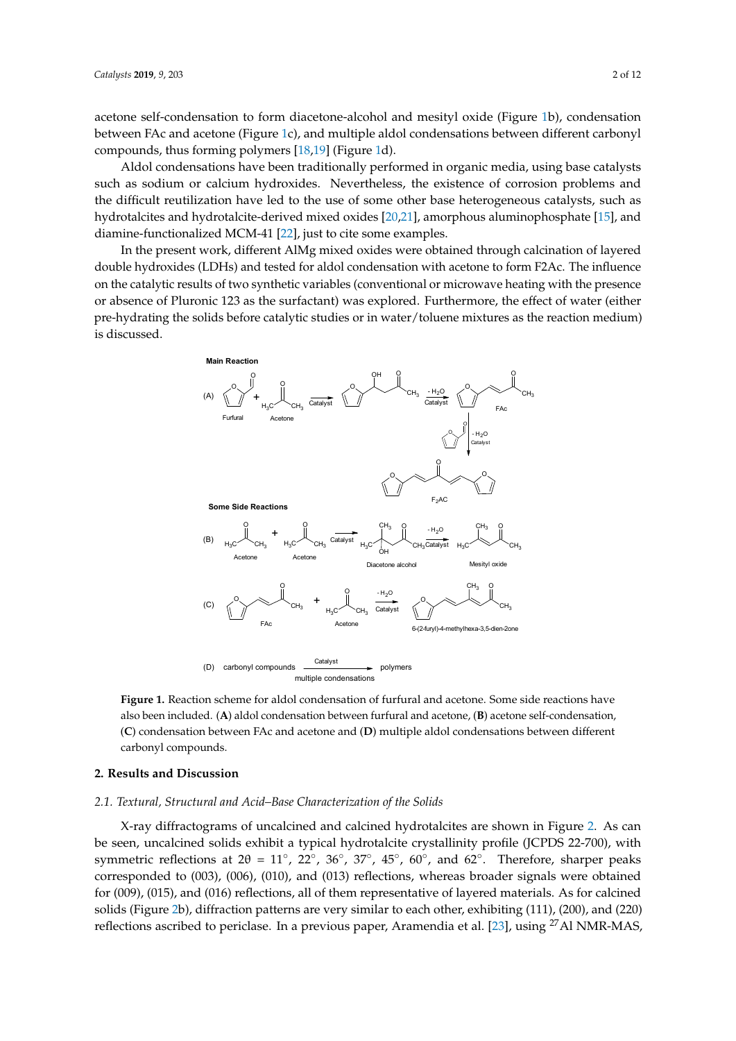acetone self-condensation to form diacetone-alcohol and mesityl oxide (Figure 1b), condensation between FAc and acetone (Figure 1c), and multiple aldol condensations between different carbonyl compounds, thus forming polymers [18,19] (Figure 1d).

Aldol condensations have been traditionally performed in organic media, using base catalysts such as sodium or calcium hydroxides. Nevertheless, the existence of corrosion problems and the difficult reutilization have led to the use of some other base heterogeneous catalysts, such as hydrotalcites and hydrotalcite-derived mixed oxides [20,21], amorphous aluminophosphate [15], and diamine-functionalized MCM-41 [22], just to cite some examples.

In the present work, different AlMg mixed oxides were obtained through calcination of layered double hydroxides (LDHs) and tested for aldol condensation with acetone to form F2AC. The influence on the catalytic results of two synthetic variables (conventional or microwave heating with the presence or absence of Pluronic 123 as the surfactant) was explored. Furthermore, the effect of water (either pre-hydrating the solids before catalytic studies or in water/toluene mixtures as the reaction medium) is discussed.

**Figure 1.** Reaction scheme for aldol condensation of furfural and acetone. Some side reactions have also been included. (**A**) aldol condensation between furfural and acetone, (**B**) acetone self-condensation, (**C**) condensation between FAc and acetone and (**D**) multiple aldol condensations between different carbonyl compounds.

## 2. Results and Discussion

### 2.1. Textural, Structural and Acid–Base Characterization of the Solids

X-ray diffractograms of uncalcined and calcined hydrotalcites are shown in Figure 2. As can be seen, uncalcined solids exhibit a typical hydrotalcite crystallinity profile (JCPDS 22-700), with symmetric reflections at $2\theta$ = 11°, 22°, 36°, 37°, 45°, 60°, and 62°. Therefore, sharper peaks corresponded to (003), (006), (010), and (013) reflections, whereas broader signals were obtained for (009), (015), and (016) reflections, all of them representative of layered materials. As for calcined solids (Figure 2b), diffraction patterns are very similar to each other, exhibiting (111), (200), and (220) reflections ascribed to periclase. In a previous paper, Aramendia et al. [23], using $^{27}$Al NMR-MAS,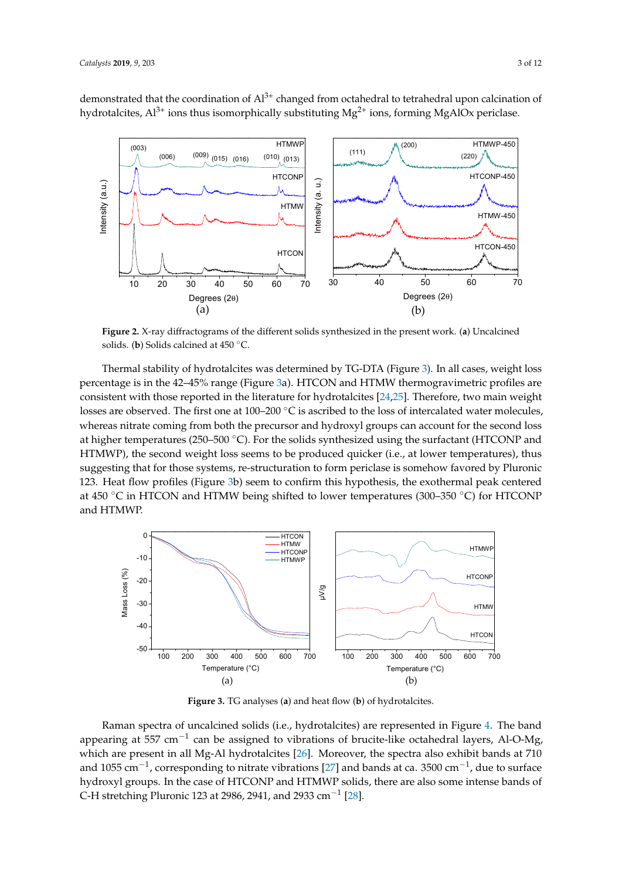demonstrated that the coordination of $Al^{3+}$ changed from octahedral to tetrahedral upon calcination of hydrotalcites, $Al^{3+}$ ions thus isomorphically substituting $Mg^{2+}$ ions, forming MgAlOx periclase.

**Figure 2.** X-ray diffractograms of the different solids synthesized in the present work. (**a**) Uncalcined solids. (**b**) Solids calcined at 450 °C.

Thermal stability of hydrotalcites was determined by TG-DTA (Figure 3). In all cases, weight loss percentage is in the 42–45% range (Figure 3a). HTCON and HTMW thermogravimetric profiles are consistent with those reported in the literature for hydrotalcites [24,25]. Therefore, two main weight losses are observed. The first one at 100–200 °C is ascribed to the loss of intercalated water molecules, whereas nitrate coming from both the precursor and hydroxyl groups can account for the second loss at higher temperatures (250–500 °C). For the solids synthesized using the surfactant (HTCONP and HTMWP), the second weight loss seems to be produced quicker (i.e., at lower temperatures), thus suggesting that for those systems, re-structuration to form periclase is somehow favored by Pluronic 123. Heat flow profiles (Figure 3b) seem to confirm this hypothesis, the exothermal peak centered at 450 °C in HTCON and HTMW being shifted to lower temperatures (300–350 °C) for HTCONP and HTMWP.

**Figure 3.** TG analyses (**a**) and heat flow (**b**) of hydrotalcites.

Raman spectra of uncalcined solids (i.e., hydrotalcites) are represented in Figure 4. The band appearing at 557 $cm^{-1}$ can be assigned to vibrations of brucite-like octahedral layers, Al-O-Mg, which are present in all Mg-Al hydrotalcites [26]. Moreover, the spectra also exhibit bands at 710 and 1055 $cm^{-1}$, corresponding to nitrate vibrations [27] and bands at ca. 3500 $cm^{-1}$, due to surface hydroxyl groups. In the case of HTCONP and HTMWP solids, there are also some intense bands of C-H stretching Pluronic 123 at 2986, 2941, and 2933 $cm^{-1}$ [28].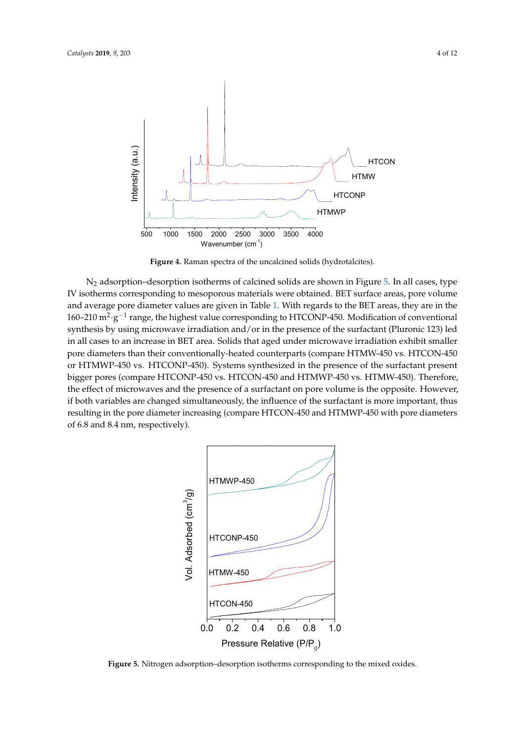**Figure 4.** Raman spectra of the uncalcined solids (hydrotalcites).

$N_2$ adsorption–desorption isotherms of calcined solids are shown in Figure 5. In all cases, type IV isotherms corresponding to mesoporous materials were obtained. BET surface areas, pore volume and average pore diameter values are given in Table 1. With regards to the BET areas, they are in the 160–210 $m^2 \cdot g^{-1}$ range, the highest value corresponding to HTCONP-450. Modification of conventional synthesis by using microwave irradiation and/or in the presence of the surfactant (Pluronic 123) led in all cases to an increase in BET area. Solids that aged under microwave irradiation exhibit smaller pore diameters than their conventionally-heated counterparts (compare HTMW-450 vs. HTCON-450 or HTMWP-450 vs. HTCONP-450). Systems synthesized in the presence of the surfactant present bigger pores (compare HTCONP-450 vs. HTCON-450 and HTMWP-450 vs. HTMW-450). Therefore, the effect of microwaves and the presence of a surfactant on pore volume is the opposite. However, if both variables are changed simultaneously, the influence of the surfactant is more important, thus resulting in the pore diameter increasing (compare HTCON-450 and HTMWP-450 with pore diameters of 6.8 and 8.4 nm, respectively).

**Figure 5.** Nitrogen adsorption–desorption isotherms corresponding to the mixed oxides.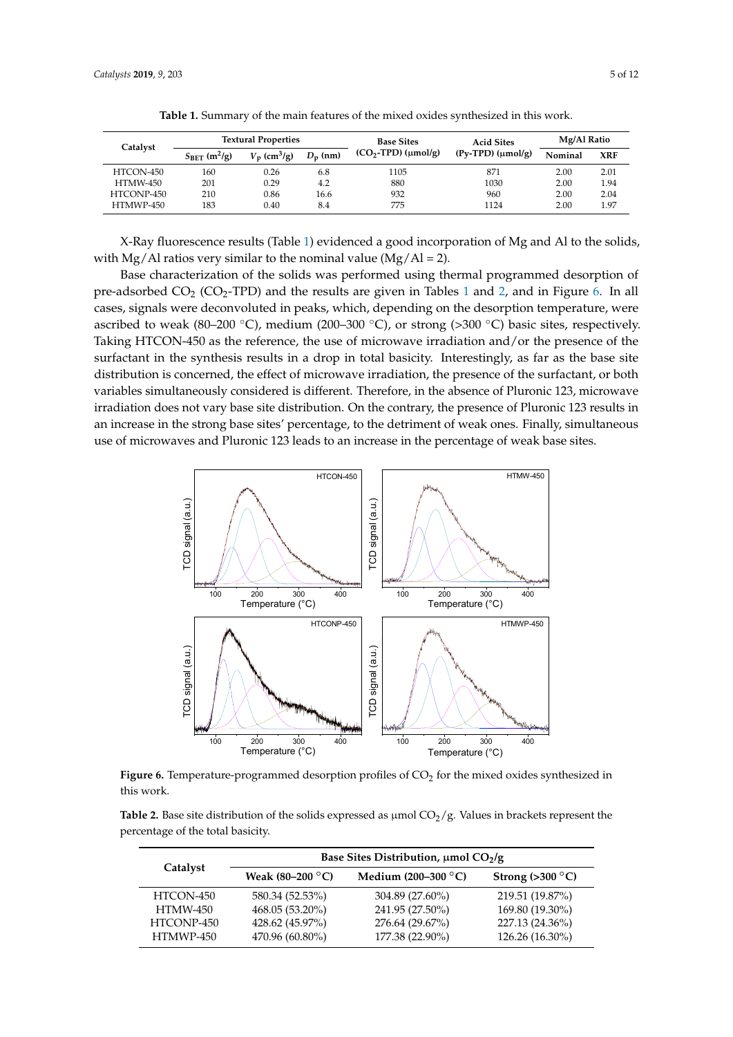**Table 1.** Summary of the main features of the mixed oxides synthesized in this work.

| Catalyst | Textural Properties | | | Base Sites | Acid Sites | Mg/Al Ratio | |
|---|---|---|---|---|---|---|---|
| | $S_{BET}$ ($m^2$/g) | $V_p$ ($cm^3$/g) | $D_p$ (nm) | ($CO_2$-TPD) (μmol/g) | (Py-TPD) (μmol/g) | Nominal | XRF |
| HTCON-450 | 160 | 0.26 | 6.8 | 1105 | 871 | 2.00 | 2.01 |
| HTMW-450 | 201 | 0.29 | 4.2 | 880 | 1030 | 2.00 | 1.94 |
| HTCONP-450 | 210 | 0.86 | 16.6 | 932 | 960 | 2.00 | 2.04 |
| HTMWP-450 | 183 | 0.40 | 8.4 | 775 | 1124 | 2.00 | 1.97 |

X-Ray fluorescence results (Table 1) evidenced a good incorporation of Mg and Al to the solids, with Mg/Al ratios very similar to the nominal value (Mg/Al = 2).

Base characterization of the solids was performed using thermal programmed desorption of pre-adsorbed $CO_2$ ($CO_2$-TPD) and the results are given in Tables 1 and 2, and in Figure 6. In all cases, signals were deconvoluted in peaks, which, depending on the desorption temperature, were ascribed to weak (80–200 °C), medium (200–300 °C), or strong (>300 °C) basic sites, respectively. Taking HTCON-450 as the reference, the use of microwave irradiation and/or the presence of the surfactant in the synthesis results in a drop in total basicity. Interestingly, as far as the base site distribution is concerned, the effect of microwave irradiation, the presence of the surfactant, or both variables simultaneously considered is different. Therefore, in the absence of Pluronic 123, microwave irradiation does not vary base site distribution. On the contrary, the presence of Pluronic 123 results in an increase in the strong base sites' percentage, to the detriment of weak ones. Finally, simultaneous use of microwaves and Pluronic 123 leads to an increase in the percentage of weak base sites.

**Figure 6.** Temperature-programmed desorption profiles of $CO_2$ for the mixed oxides synthesized in this work.

**Table 2.** Base site distribution of the solids expressed as μmol $CO_2$/g. Values in brackets represent the percentage of the total basicity.

| Catalyst | Base Sites Distribution, μmol $CO_2$/g | | |
|---|---|---|---|
| | Weak (80–200 °C) | Medium (200–300 °C) | Strong (>300 °C) |
| HTCON-450 | 580.34 (52.53%) | 304.89 (27.60%) | 219.51 (19.87%) |
| HTMW-450 | 468.05 (53.20%) | 241.95 (27.50%) | 169.80 (19.30%) |
| HTCONP-450 | 428.62 (45.97%) | 276.64 (29.67%) | 227.13 (24.36%) |
| HTMWP-450 | 470.96 (60.80%) | 177.38 (22.90%) | 126.26 (16.30%) |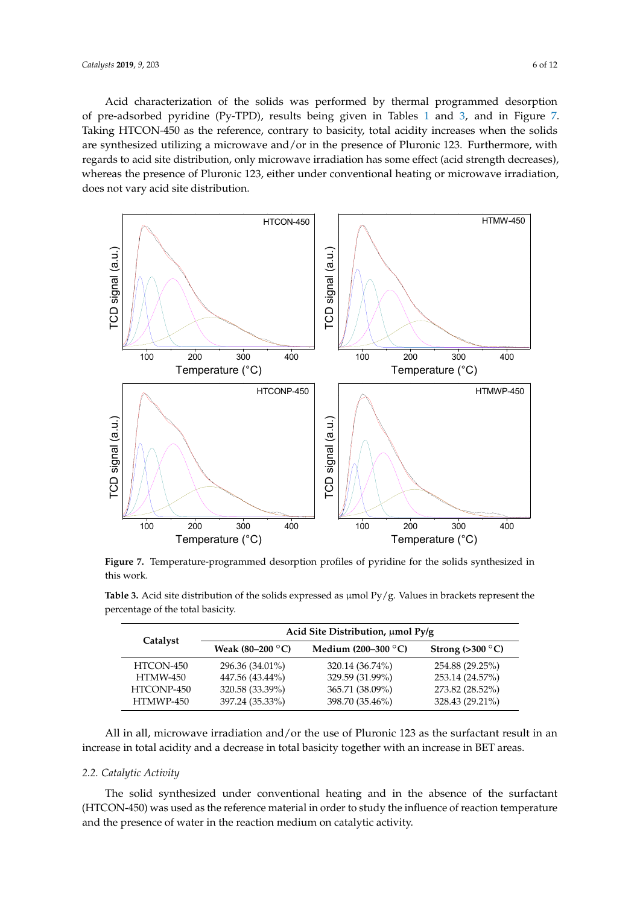Acid characterization of the solids was performed by thermal programmed desorption of pre-adsorbed pyridine (Py-TPD), results being given in Tables 1 and 3, and in Figure 7. Taking HTCON-450 as the reference, contrary to basicity, total acidity increases when the solids are synthesized utilizing a microwave and/or in the presence of Pluronic 123. Furthermore, with regards to acid site distribution, only microwave irradiation has some effect (acid strength decreases), whereas the presence of Pluronic 123, either under conventional heating or microwave irradiation, does not vary acid site distribution.

**Figure 7.** Temperature-programmed desorption profiles of pyridine for the solids synthesized in this work.

**Table 3.** Acid site distribution of the solids expressed as μmol Py/g. Values in brackets represent the percentage of the total basicity.

| Catalyst | Acid Site Distribution, μmol Py/g | | |
|---|---|---|---|
| | **Weak (80–200 °C)** | **Medium (200–300 °C)** | **Strong (>300 °C)** |
| HTCON-450 | 296.36 (34.01%) | 320.14 (36.74%) | 254.88 (29.25%) |
| HTMW-450 | 447.56 (43.44%) | 329.59 (31.99%) | 253.14 (24.57%) |
| HTCONP-450 | 320.58 (33.39%) | 365.71 (38.09%) | 273.82 (28.52%) |
| HTMWP-450 | 397.24 (35.33%) | 398.70 (35.46%) | 328.43 (29.21%) |

All in all, microwave irradiation and/or the use of Pluronic 123 as the surfactant result in an increase in total acidity and a decrease in total basicity together with an increase in BET areas.

### 2.2. Catalytic Activity

The solid synthesized under conventional heating and in the absence of the surfactant (HTCON-450) was used as the reference material in order to study the influence of reaction temperature and the presence of water in the reaction medium on catalytic activity.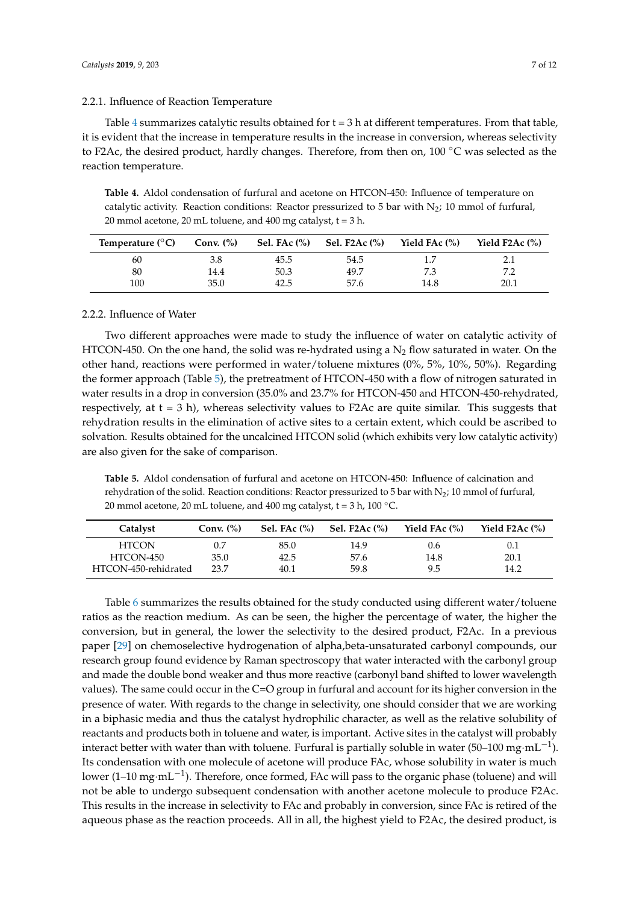#### 2.2.1. Influence of Reaction Temperature

Table 4 summarizes catalytic results obtained for t = 3 h at different temperatures. From that table, it is evident that the increase in temperature results in the increase in conversion, whereas selectivity to F2Ac, the desired product, hardly changes. Therefore, from then on, 100 °C was selected as the reaction temperature.

**Table 4.** Aldol condensation of furfural and acetone on HTCON-450: Influence of temperature on catalytic activity. Reaction conditions: Reactor pressurized to 5 bar with $N_2$; 10 mmol of furfural, 20 mmol acetone, 20 mL toluene, and 400 mg catalyst, t = 3 h.

| Temperature (°C) | Conv. (%) | Sel. FAc (%) | Sel. F2Ac (%) | Yield FAc (%) | Yield F2Ac (%) |
|---|---|---|---|---|---|
| 60 | 3.8 | 45.5 | 54.5 | 1.7 | 2.1 |
| 80 | 14.4 | 50.3 | 49.7 | 7.3 | 7.2 |
| 100 | 35.0 | 42.5 | 57.6 | 14.8 | 20.1 |

#### 2.2.2. Influence of Water

Two different approaches were made to study the influence of water on catalytic activity of HTCON-450. On the one hand, the solid was re-hydrated using a $N_2$ flow saturated in water. On the other hand, reactions were performed in water/toluene mixtures (0%, 5%, 10%, 50%). Regarding the former approach (Table 5), the pretreatment of HTCON-450 with a flow of nitrogen saturated in water results in a drop in conversion (35.0% and 23.7% for HTCON-450 and HTCON-450-rehydrated, respectively, at t = 3 h), whereas selectivity values to F2Ac are quite similar. This suggests that rehydration results in the elimination of active sites to a certain extent, which could be ascribed to solvation. Results obtained for the uncalcined HTCON solid (which exhibits very low catalytic activity) are also given for the sake of comparison.

**Table 5.** Aldol condensation of furfural and acetone on HTCON-450: Influence of calcination and rehydration of the solid. Reaction conditions: Reactor pressurized to 5 bar with $N_2$; 10 mmol of furfural, 20 mmol acetone, 20 mL toluene, and 400 mg catalyst, t = 3 h, 100 °C.

| Catalyst | Conv. (%) | Sel. FAc (%) | Sel. F2Ac (%) | Yield FAc (%) | Yield F2Ac (%) |
|---|---|---|---|---|---|
| HTCON | 0.7 | 85.0 | 14.9 | 0.6 | 0.1 |
| HTCON-450 | 35.0 | 42.5 | 57.6 | 14.8 | 20.1 |
| HTCON-450-rehidrated | 23.7 | 40.1 | 59.8 | 9.5 | 14.2 |

Table 6 summarizes the results obtained for the study conducted using different water/toluene ratios as the reaction medium. As can be seen, the higher the percentage of water, the higher the conversion, but in general, the lower the selectivity to the desired product, F2Ac. In a previous paper [29] on chemoselective hydrogenation of alpha,beta-unsaturated carbonyl compounds, our research group found evidence by Raman spectroscopy that water interacted with the carbonyl group and made the double bond weaker and thus more reactive (carbonyl band shifted to lower wavelength values). The same could occur in the C=O group in furfural and account for its higher conversion in the presence of water. With regards to the change in selectivity, one should consider that we are working in a biphasic media and thus the catalyst hydrophilic character, as well as the relative solubility of reactants and products both in toluene and water, is important. Active sites in the catalyst will probably interact better with water than with toluene. Furfural is partially soluble in water (50–100 $mg \cdot mL^{-1}$). Its condensation with one molecule of acetone will produce FAc, whose solubility in water is much lower (1–10 $mg \cdot mL^{-1}$). Therefore, once formed, FAc will pass to the organic phase (toluene) and will not be able to undergo subsequent condensation with another acetone molecule to produce F2Ac. This results in the increase in selectivity to FAc and probably in conversion, since FAc is retired of the aqueous phase as the reaction proceeds. All in all, the highest yield to F2Ac, the desired product, is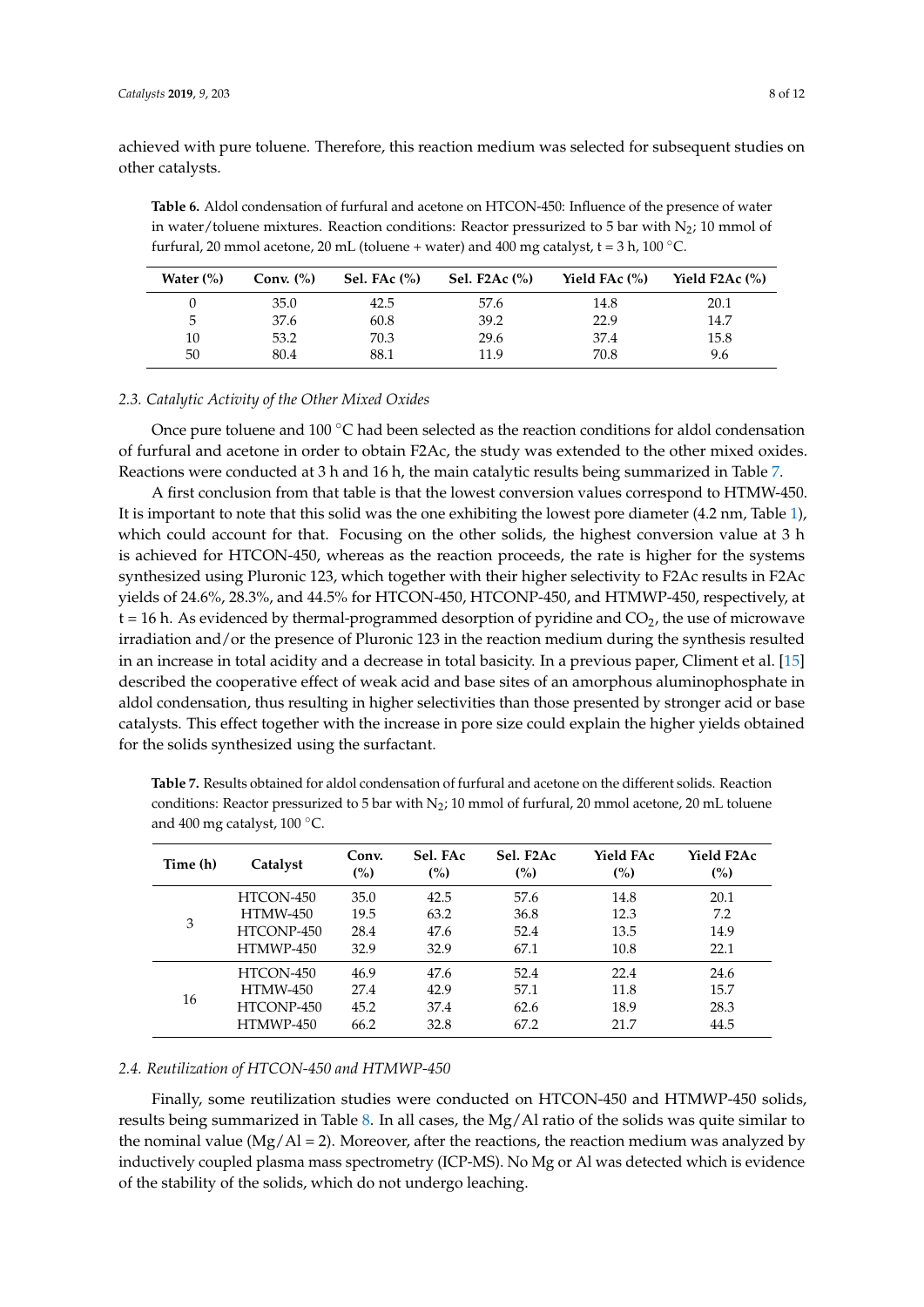achieved with pure toluene. Therefore, this reaction medium was selected for subsequent studies on other catalysts.

**Table 6.** Aldol condensation of furfural and acetone on HTCON-450: Influence of the presence of water in water/toluene mixtures. Reaction conditions: Reactor pressurized to 5 bar with $N_2$; 10 mmol of furfural, 20 mmol acetone, 20 mL (toluene + water) and 400 mg catalyst, t = 3 h, 100 °C.

| Water (%) | Conv. (%) | Sel. FAc (%) | Sel. F2Ac (%) | Yield FAc (%) | Yield F2Ac (%) |
|---|---|---|---|---|---|
| 0 | 35.0 | 42.5 | 57.6 | 14.8 | 20.1 |
| 5 | 37.6 | 60.8 | 39.2 | 22.9 | 14.7 |
| 10 | 53.2 | 70.3 | 29.6 | 37.4 | 15.8 |
| 50 | 80.4 | 88.1 | 11.9 | 70.8 | 9.6 |

### 2.3. Catalytic Activity of the Other Mixed Oxides

Once pure toluene and 100 °C had been selected as the reaction conditions for aldol condensation of furfural and acetone in order to obtain F2Ac, the study was extended to the other mixed oxides. Reactions were conducted at 3 h and 16 h, the main catalytic results being summarized in Table 7.

A first conclusion from that table is that the lowest conversion values correspond to HTMW-450. It is important to note that this solid was the one exhibiting the lowest pore diameter (4.2 nm, Table 1), which could account for that. Focusing on the other solids, the highest conversion value at 3 h is achieved for HTCON-450, whereas as the reaction proceeds, the rate is higher for the systems synthesized using Pluronic 123, which together with their higher selectivity to F2Ac results in F2Ac yields of 24.6%, 28.3%, and 44.5% for HTCON-450, HTCONP-450, and HTMWP-450, respectively, at t = 16 h. As evidenced by thermal-programmed desorption of pyridine and $CO_2$, the use of microwave irradiation and/or the presence of Pluronic 123 in the reaction medium during the synthesis resulted in an increase in total acidity and a decrease in total basicity. In a previous paper, Climent et al. [15] described the cooperative effect of weak acid and base sites of an amorphous aluminophosphate in aldol condensation, thus resulting in higher selectivities than those presented by stronger acid or base catalysts. This effect together with the increase in pore size could explain the higher yields obtained for the solids synthesized using the surfactant.

**Table 7.** Results obtained for aldol condensation of furfural and acetone on the different solids. Reaction conditions: Reactor pressurized to 5 bar with $N_2$; 10 mmol of furfural, 20 mmol acetone, 20 mL toluene and 400 mg catalyst, 100 °C.

| Time (h) | Catalyst | Conv. (%) | Sel. FAc (%) | Sel. F2Ac (%) | Yield FAc (%) | Yield F2Ac (%) |
|---|---|---|---|---|---|---|
| 3 | HTCON-450 | 35.0 | 42.5 | 57.6 | 14.8 | 20.1 |
| | HTMW-450 | 19.5 | 63.2 | 36.8 | 12.3 | 7.2 |
| | HTCONP-450 | 28.4 | 47.6 | 52.4 | 13.5 | 14.9 |
| | HTMWP-450 | 32.9 | 32.9 | 67.1 | 10.8 | 22.1 |
| 16 | HTCON-450 | 46.9 | 47.6 | 52.4 | 22.4 | 24.6 |
| | HTMW-450 | 27.4 | 42.9 | 57.1 | 11.8 | 15.7 |
| | HTCONP-450 | 45.2 | 37.4 | 62.6 | 18.9 | 28.3 |
| | HTMWP-450 | 66.2 | 32.8 | 67.2 | 21.7 | 44.5 |

### 2.4. Reutilization of HTCON-450 and HTMWP-450

Finally, some reutilization studies were conducted on HTCON-450 and HTMWP-450 solids, results being summarized in Table 8. In all cases, the Mg/Al ratio of the solids was quite similar to the nominal value (Mg/Al = 2). Moreover, after the reactions, the reaction medium was analyzed by inductively coupled plasma mass spectrometry (ICP-MS). No Mg or Al was detected which is evidence of the stability of the solids, which do not undergo leaching.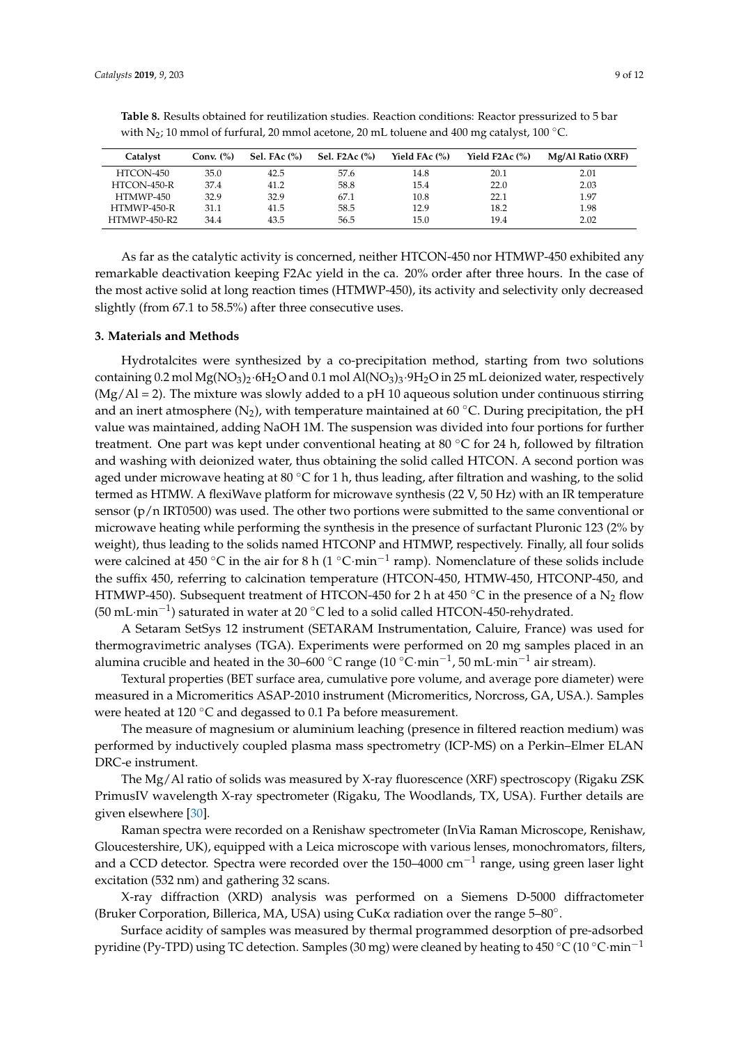**Table 8.** Results obtained for reutilization studies. Reaction conditions: Reactor pressurized to 5 bar with $N_2$; 10 mmol of furfural, 20 mmol acetone, 20 mL toluene and 400 mg catalyst, 100 °C.

| Catalyst | Conv. (%) | Sel. FAc (%) | Sel. F2Ac (%) | Yield FAc (%) | Yield F2Ac (%) | Mg/Al Ratio (XRF) |
|---|---|---|---|---|---|---|
| HTCON-450 | 35.0 | 42.5 | 57.6 | 14.8 | 20.1 | 2.01 |
| HTCON-450-R | 37.4 | 41.2 | 58.8 | 15.4 | 22.0 | 2.03 |
| HTMWP-450 | 32.9 | 32.9 | 67.1 | 10.8 | 22.1 | 1.97 |
| HTMWP-450-R | 31.1 | 41.5 | 58.5 | 12.9 | 18.2 | 1.98 |
| HTMWP-450-R2 | 34.4 | 43.5 | 56.5 | 15.0 | 19.4 | 2.02 |

As far as the catalytic activity is concerned, neither HTCON-450 nor HTMWP-450 exhibited any remarkable deactivation keeping F2Ac yield in the ca. 20% order after three hours. In the case of the most active solid at long reaction times (HTMWP-450), its activity and selectivity only decreased slightly (from 67.1 to 58.5%) after three consecutive uses.

## 3. Materials and Methods

Hydrotalcites were synthesized by a co-precipitation method, starting from two solutions containing 0.2 mol $Mg(NO_3)_2 \cdot 6H_2O$ and 0.1 mol $Al(NO_3)_3 \cdot 9H_2O$ in 25 mL deionized water, respectively (Mg/Al = 2). The mixture was slowly added to a pH 10 aqueous solution under continuous stirring and an inert atmosphere ($N_2$), with temperature maintained at 60 °C. During precipitation, the pH value was maintained, adding NaOH 1M. The suspension was divided into four portions for further treatment. One part was kept under conventional heating at 80 °C for 24 h, followed by filtration and washing with deionized water, thus obtaining the solid called HTCON. A second portion was aged under microwave heating at 80 °C for 1 h, thus leading, after filtration and washing, to the solid termed as HTMW. A flexiWave platform for microwave synthesis (22 V, 50 Hz) with an IR temperature sensor (p/n IRT0500) was used. The other two portions were submitted to the same conventional or microwave heating while performing the synthesis in the presence of surfactant Pluronic 123 (2% by weight), thus leading to the solids named HTCONP and HTMWP, respectively. Finally, all four solids were calcined at 450 °C in the air for 8 h (1 °C·min$^{-1}$ ramp). Nomenclature of these solids include the suffix 450, referring to calcination temperature (HTCON-450, HTMW-450, HTCONP-450, and HTMWP-450). Subsequent treatment of HTCON-450 for 2 h at 450 °C in the presence of a $N_2$ flow (50 mL·min$^{-1}$) saturated in water at 20 °C led to a solid called HTCON-450-rehydrated.

A Setaram SetSys 12 instrument (SETARAM Instrumentation, Caluire, France) was used for thermogravimetric analyses (TGA). Experiments were performed on 20 mg samples placed in an alumina crucible and heated in the 30–600 °C range (10 °C·min$^{-1}$, 50 mL·min$^{-1}$ air stream).

Textural properties (BET surface area, cumulative pore volume, and average pore diameter) were measured in a Micromeritics ASAP-2010 instrument (Micromeritics, Norcross, GA, USA.). Samples were heated at 120 °C and degassed to 0.1 Pa before measurement.

The measure of magnesium or aluminium leaching (presence in filtered reaction medium) was performed by inductively coupled plasma mass spectrometry (ICP-MS) on a Perkin–Elmer ELAN DRC-e instrument.

The Mg/Al ratio of solids was measured by X-ray fluorescence (XRF) spectroscopy (Rigaku ZSK PrimusIV wavelength X-ray spectrometer (Rigaku, The Woodlands, TX, USA). Further details are given elsewhere [30].

Raman spectra were recorded on a Renishaw spectrometer (InVia Raman Microscope, Renishaw, Gloucestershire, UK), equipped with a Leica microscope with various lenses, monochromators, filters, and a CCD detector. Spectra were recorded over the 150–4000 cm$^{-1}$ range, using green laser light excitation (532 nm) and gathering 32 scans.

X-ray diffraction (XRD) analysis was performed on a Siemens D-5000 diffractometer (Bruker Corporation, Billerica, MA, USA) using CuKα radiation over the range 5–80°.

Surface acidity of samples was measured by thermal programmed desorption of pre-adsorbed pyridine (Py-TPD) using TC detection. Samples (30 mg) were cleaned by heating to 450 °C (10 °C·min$^{-1}$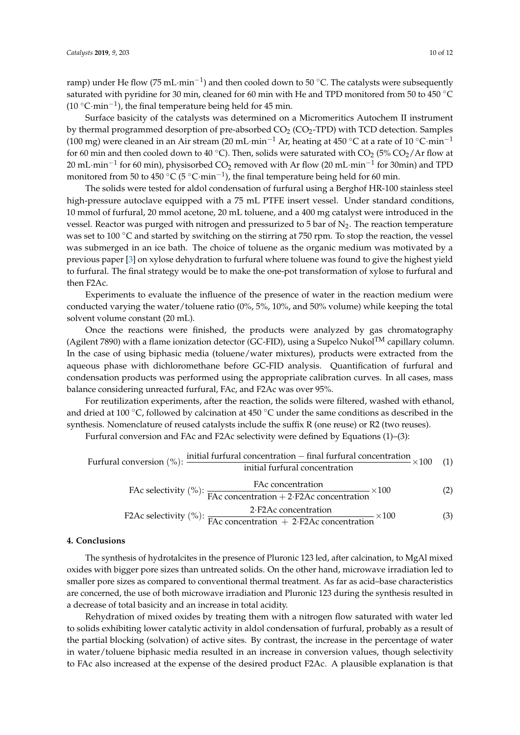ramp) under He flow (75 mL·min$^{-1}$) and then cooled down to 50 °C. The catalysts were subsequently saturated with pyridine for 30 min, cleaned for 60 min with He and TPD monitored from 50 to 450 °C (10 °C·min$^{-1}$), the final temperature being held for 45 min.

Surface basicity of the catalysts was determined on a Micromeritics Autochem II instrument by thermal programmed desorption of pre-absorbed $CO_2$ ($CO_2$-TPD) with TCD detection. Samples (100 mg) were cleaned in an Air stream (20 mL·min$^{-1}$ Ar, heating at 450 °C at a rate of 10 °C·min$^{-1}$ for 60 min and then cooled down to 40 °C). Then, solids were saturated with $CO_2$ (5% $CO_2$/Ar flow at 20 mL·min$^{-1}$ for 60 min), physisorbed $CO_2$ removed with Ar flow (20 mL·min$^{-1}$ for 30min) and TPD monitored from 50 to 450 °C (5 °C·min$^{-1}$), the final temperature being held for 60 min.

The solids were tested for aldol condensation of furfural using a Berghof HR-100 stainless steel high-pressure autoclave equipped with a 75 mL PTFE insert vessel. Under standard conditions, 10 mmol of furfural, 20 mmol acetone, 20 mL toluene, and a 400 mg catalyst were introduced in the vessel. Reactor was purged with nitrogen and pressurized to 5 bar of $N_2$. The reaction temperature was set to 100 °C and started by switching on the stirring at 750 rpm. To stop the reaction, the vessel was submerged in an ice bath. The choice of toluene as the organic medium was motivated by a previous paper [3] on xylose dehydration to furfural where toluene was found to give the highest yield to furfural. The final strategy would be to make the one-pot transformation of xylose to furfural and then F2Ac.

Experiments to evaluate the influence of the presence of water in the reaction medium were conducted varying the water/toluene ratio (0%, 5%, 10%, and 50% volume) while keeping the total solvent volume constant (20 mL).

Once the reactions were finished, the products were analyzed by gas chromatography (Agilent 7890) with a flame ionization detector (GC-FID), using a Supelco Nukol™ capillary column. In the case of using biphasic media (toluene/water mixtures), products were extracted from the aqueous phase with dichloromethane before GC-FID analysis. Quantification of furfural and condensation products was performed using the appropriate calibration curves. In all cases, mass balance considering unreacted furfural, FAc, and F2Ac was over 95%.

For reutilization experiments, after the reaction, the solids were filtered, washed with ethanol, and dried at 100 °C, followed by calcination at 450 °C under the same conditions as described in the synthesis. Nomenclature of reused catalysts include the suffix R (one reuse) or R2 (two reuses).

Furfural conversion and FAc and F2Ac selectivity were defined by Equations (1)–(3):

$$\text{Furfural conversion (\%)}: \frac{\text{initial furfural concentration} - \text{final furfural concentration}}{\text{initial furfural concentration}} \times 100 \quad (1)$$

$$\text{FAc selectivity (\%)}: \frac{\text{FAc concentration}}{\text{FAc concentration} + 2\cdot\text{F2Ac concentration}} \times 100 \quad (2)$$

$$\text{F2Ac selectivity (\%)}: \frac{2\cdot\text{F2Ac concentration}}{\text{FAc concentration} + 2\cdot\text{F2Ac concentration}} \times 100 \quad (3)$$

## 4. Conclusions

The synthesis of hydrotalcites in the presence of Pluronic 123 led, after calcination, to MgAl mixed oxides with bigger pore sizes than untreated solids. On the other hand, microwave irradiation led to smaller pore sizes as compared to conventional thermal treatment. As far as acid–base characteristics are concerned, the use of both microwave irradiation and Pluronic 123 during the synthesis resulted in a decrease of total basicity and an increase in total acidity.

Rehydration of mixed oxides by treating them with a nitrogen flow saturated with water led to solids exhibiting lower catalytic activity in aldol condensation of furfural, probably as a result of the partial blocking (solvation) of active sites. By contrast, the increase in the percentage of water in water/toluene biphasic media resulted in an increase in conversion values, though selectivity to FAc also increased at the expense of the desired product F2Ac. A plausible explanation is that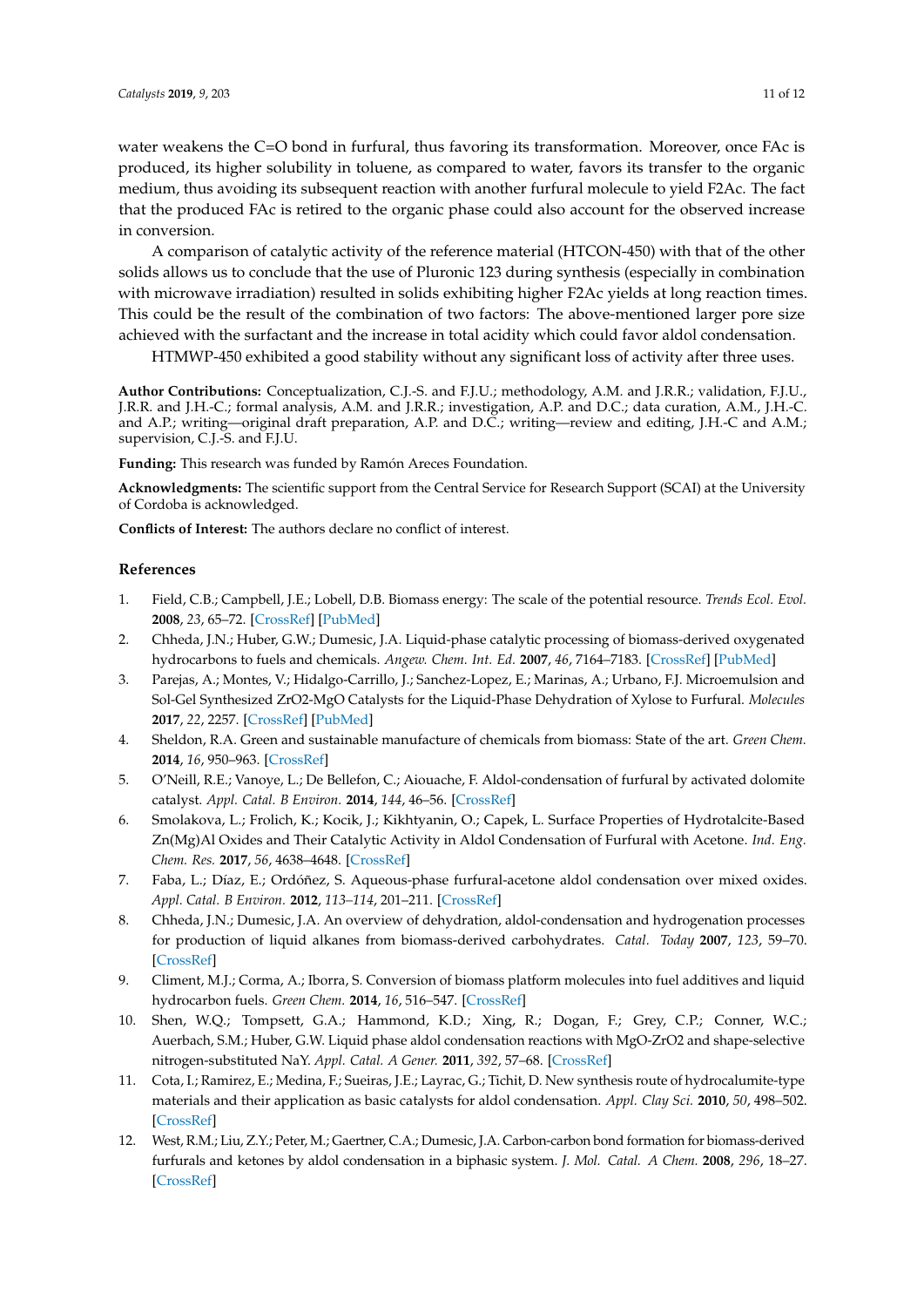water weakens the C=O bond in furfural, thus favoring its transformation. Moreover, once FAc is produced, its higher solubility in toluene, as compared to water, favors its transfer to the organic medium, thus avoiding its subsequent reaction with another furfural molecule to yield F2Ac. The fact that the produced FAc is retired to the organic phase could also account for the observed increase in conversion.

A comparison of catalytic activity of the reference material (HTCON-450) with that of the other solids allows us to conclude that the use of Pluronic 123 during synthesis (especially in combination with microwave irradiation) resulted in solids exhibiting higher F2Ac yields at long reaction times. This could be the result of the combination of two factors: The above-mentioned larger pore size achieved with the surfactant and the increase in total acidity which could favor aldol condensation.

HTMWP-450 exhibited a good stability without any significant loss of activity after three uses.

**Author Contributions:** Conceptualization, C.J.-S. and F.J.U.; methodology, A.M. and J.R.R.; validation, F.J.U., J.R.R. and J.H.-C.; formal analysis, A.M. and J.R.R.; investigation, A.P. and D.C.; data curation, A.M., J.H.-C. and A.P.; writing—original draft preparation, A.P. and D.C.; writing—review and editing, J.H.-C and A.M.; supervision, C.J.-S. and F.J.U.

**Funding:** This research was funded by Ramón Areces Foundation.

**Acknowledgments:** The scientific support from the Central Service for Research Support (SCAI) at the University of Cordoba is acknowledged.

**Conflicts of Interest:** The authors declare no conflict of interest.

## References

1. Field, C.B.; Campbell, J.E.; Lobell, D.B. Biomass energy: The scale of the potential resource. *Trends Ecol. Evol.* **2008**, *23*, 65–72. [CrossRef] [PubMed]
2. Chheda, J.N.; Huber, G.W.; Dumesic, J.A. Liquid-phase catalytic processing of biomass-derived oxygenated hydrocarbons to fuels and chemicals. *Angew. Chem. Int. Ed.* **2007**, *46*, 7164–7183. [CrossRef] [PubMed]
3. Parejas, A.; Montes, V.; Hidalgo-Carrillo, J.; Sanchez-Lopez, E.; Marinas, A.; Urbano, F.J. Microemulsion and Sol-Gel Synthesized ZrO2-MgO Catalysts for the Liquid-Phase Dehydration of Xylose to Furfural. *Molecules* **2017**, *22*, 2257. [CrossRef] [PubMed]
4. Sheldon, R.A. Green and sustainable manufacture of chemicals from biomass: State of the art. *Green Chem.* **2014**, *16*, 950–963. [CrossRef]
5. O'Neill, R.E.; Vanoye, L.; De Bellefon, C.; Aiouache, F. Aldol-condensation of furfural by activated dolomite catalyst. *Appl. Catal. B Environ.* **2014**, *144*, 46–56. [CrossRef]
6. Smolakova, L.; Frolich, K.; Kocik, J.; Kikhtyanin, O.; Capek, L. Surface Properties of Hydrotalcite-Based Zn(Mg)Al Oxides and Their Catalytic Activity in Aldol Condensation of Furfural with Acetone. *Ind. Eng. Chem. Res.* **2017**, *56*, 4638–4648. [CrossRef]
7. Faba, L.; Díaz, E.; Ordóñez, S. Aqueous-phase furfural-acetone aldol condensation over mixed oxides. *Appl. Catal. B Environ.* **2012**, *113–114*, 201–211. [CrossRef]
8. Chheda, J.N.; Dumesic, J.A. An overview of dehydration, aldol-condensation and hydrogenation processes for production of liquid alkanes from biomass-derived carbohydrates. *Catal. Today* **2007**, *123*, 59–70. [CrossRef]
9. Climent, M.J.; Corma, A.; Iborra, S. Conversion of biomass platform molecules into fuel additives and liquid hydrocarbon fuels. *Green Chem.* **2014**, *16*, 516–547. [CrossRef]
10. Shen, W.Q.; Tompsett, G.A.; Hammond, K.D.; Xing, R.; Dogan, F.; Grey, C.P.; Conner, W.C.; Auerbach, S.M.; Huber, G.W. Liquid phase aldol condensation reactions with MgO-ZrO2 and shape-selective nitrogen-substituted NaY. *Appl. Catal. A Gener.* **2011**, *392*, 57–68. [CrossRef]
11. Cota, I.; Ramirez, E.; Medina, F.; Sueiras, J.E.; Layrac, G.; Tichit, D. New synthesis route of hydrocalumite-type materials and their application as basic catalysts for aldol condensation. *Appl. Clay Sci.* **2010**, *50*, 498–502. [CrossRef]
12. West, R.M.; Liu, Z.Y.; Peter, M.; Gaertner, C.A.; Dumesic, J.A. Carbon-carbon bond formation for biomass-derived furfurals and ketones by aldol condensation in a biphasic system. *J. Mol. Catal. A Chem.* **2008**, *296*, 18–27. [CrossRef]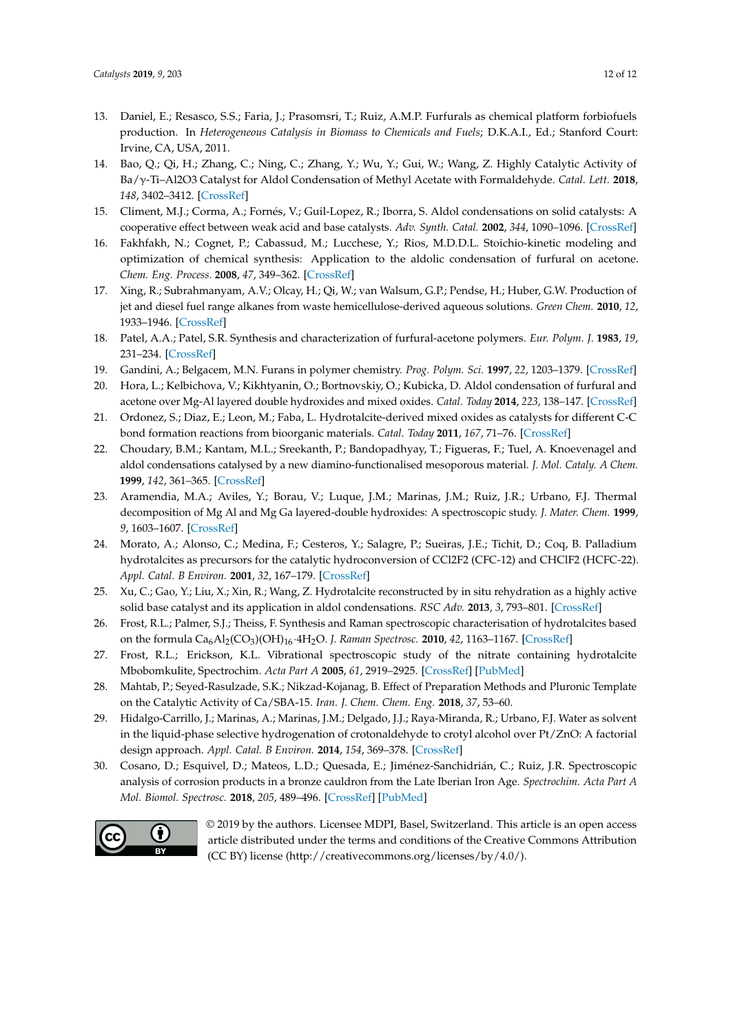13. Daniel, E.; Resasco, S.S.; Faria, J.; Prasomsri, T.; Ruiz, A.M.P. Furfurals as chemical platform forbiofuels production. In *Heterogeneous Catalysis in Biomass to Chemicals and Fuels*; D.K.A.I., Ed.; Stanford Court: Irvine, CA, USA, 2011.
14. Bao, Q.; Qi, H.; Zhang, C.; Ning, C.; Zhang, Y.; Wu, Y.; Gui, W.; Wang, Z. Highly Catalytic Activity of Ba/γ-Ti–Al2O3 Catalyst for Aldol Condensation of Methyl Acetate with Formaldehyde. *Catal. Lett.* **2018**, *148*, 3402–3412. [CrossRef]
15. Climent, M.J.; Corma, A.; Fornés, V.; Guil-Lopez, R.; Iborra, S. Aldol condensations on solid catalysts: A cooperative effect between weak acid and base catalysts. *Adv. Synth. Catal.* **2002**, *344*, 1090–1096. [CrossRef]
16. Fakhfakh, N.; Cognet, P.; Cabassud, M.; Lucchese, Y.; Rios, M.D.D.L. Stoichio-kinetic modeling and optimization of chemical synthesis: Application to the aldolic condensation of furfural on acetone. *Chem. Eng. Process.* **2008**, *47*, 349–362. [CrossRef]
17. Xing, R.; Subrahmanyam, A.V.; Olcay, H.; Qi, W.; van Walsum, G.P.; Pendse, H.; Huber, G.W. Production of jet and diesel fuel range alkanes from waste hemicellulose-derived aqueous solutions. *Green Chem.* **2010**, *12*, 1933–1946. [CrossRef]
18. Patel, A.A.; Patel, S.R. Synthesis and characterization of furfural-acetone polymers. *Eur. Polym. J.* **1983**, *19*, 231–234. [CrossRef]
19. Gandini, A.; Belgacem, M.N. Furans in polymer chemistry. *Prog. Polym. Sci.* **1997**, *22*, 1203–1379. [CrossRef]
20. Hora, L.; Kelbichova, V.; Kikhtyanin, O.; Bortnovskiy, O.; Kubicka, D. Aldol condensation of furfural and acetone over Mg-Al layered double hydroxides and mixed oxides. *Catal. Today* **2014**, *223*, 138–147. [CrossRef]
21. Ordonez, S.; Diaz, E.; Leon, M.; Faba, L. Hydrotalcite-derived mixed oxides as catalysts for different C-C bond formation reactions from bioorganic materials. *Catal. Today* **2011**, *167*, 71–76. [CrossRef]
22. Choudary, B.M.; Kantam, M.L.; Sreekanth, P.; Bandopadhyay, T.; Figueras, F.; Tuel, A. Knoevenagel and aldol condensations catalysed by a new diamino-functionalised mesoporous material. *J. Mol. Cataly. A Chem.* **1999**, *142*, 361–365. [CrossRef]
23. Aramendia, M.A.; Aviles, Y.; Borau, V.; Luque, J.M.; Marinas, J.M.; Ruiz, J.R.; Urbano, F.J. Thermal decomposition of Mg Al and Mg Ga layered-double hydroxides: A spectroscopic study. *J. Mater. Chem.* **1999**, *9*, 1603–1607. [CrossRef]
24. Morato, A.; Alonso, C.; Medina, F.; Cesteros, Y.; Salagre, P.; Sueiras, J.E.; Tichit, D.; Coq, B. Palladium hydrotalcites as precursors for the catalytic hydroconversion of CCl2F2 (CFC-12) and CHClF2 (HCFC-22). *Appl. Catal. B Environ.* **2001**, *32*, 167–179. [CrossRef]
25. Xu, C.; Gao, Y.; Liu, X.; Xin, R.; Wang, Z. Hydrotalcite reconstructed by in situ rehydration as a highly active solid base catalyst and its application in aldol condensations. *RSC Adv.* **2013**, *3*, 793–801. [CrossRef]
26. Frost, R.L.; Palmer, S.J.; Theiss, F. Synthesis and Raman spectroscopic characterisation of hydrotalcites based on the formula $Ca_6Al_2(CO_3)(OH)_{16}\cdot 4H_2O$. *J. Raman Spectrosc.* **2010**, *42*, 1163–1167. [CrossRef]
27. Frost, R.L.; Erickson, K.L. Vibrational spectroscopic study of the nitrate containing hydrotalcite Mbobomkulite, Spectrochim. *Acta Part A* **2005**, *61*, 2919–2925. [CrossRef] [PubMed]
28. Mahtab, P.; Seyed-Rasulzade, S.K.; Nikzad-Kojanag, B. Effect of Preparation Methods and Pluronic Template on the Catalytic Activity of Ca/SBA-15. *Iran. J. Chem. Chem. Eng.* **2018**, *37*, 53–60.
29. Hidalgo-Carrillo, J.; Marinas, A.; Marinas, J.M.; Delgado, J.J.; Raya-Miranda, R.; Urbano, F.J. Water as solvent in the liquid-phase selective hydrogenation of crotonaldehyde to crotyl alcohol over Pt/ZnO: A factorial design approach. *Appl. Catal. B Environ.* **2014**, *154*, 369–378. [CrossRef]
30. Cosano, D.; Esquivel, D.; Mateos, L.D.; Quesada, E.; Jiménez-Sanchidrián, C.; Ruiz, J.R. Spectroscopic analysis of corrosion products in a bronze cauldron from the Late Iberian Iron Age. *Spectrochim. Acta Part A Mol. Biomol. Spectrosc.* **2018**, *205*, 489–496. [CrossRef] [PubMed]

© 2019 by the authors. Licensee MDPI, Basel, Switzerland. This article is an open access article distributed under the terms and conditions of the Creative Commons Attribution (CC BY) license (http://creativecommons.org/licenses/by/4.0/).